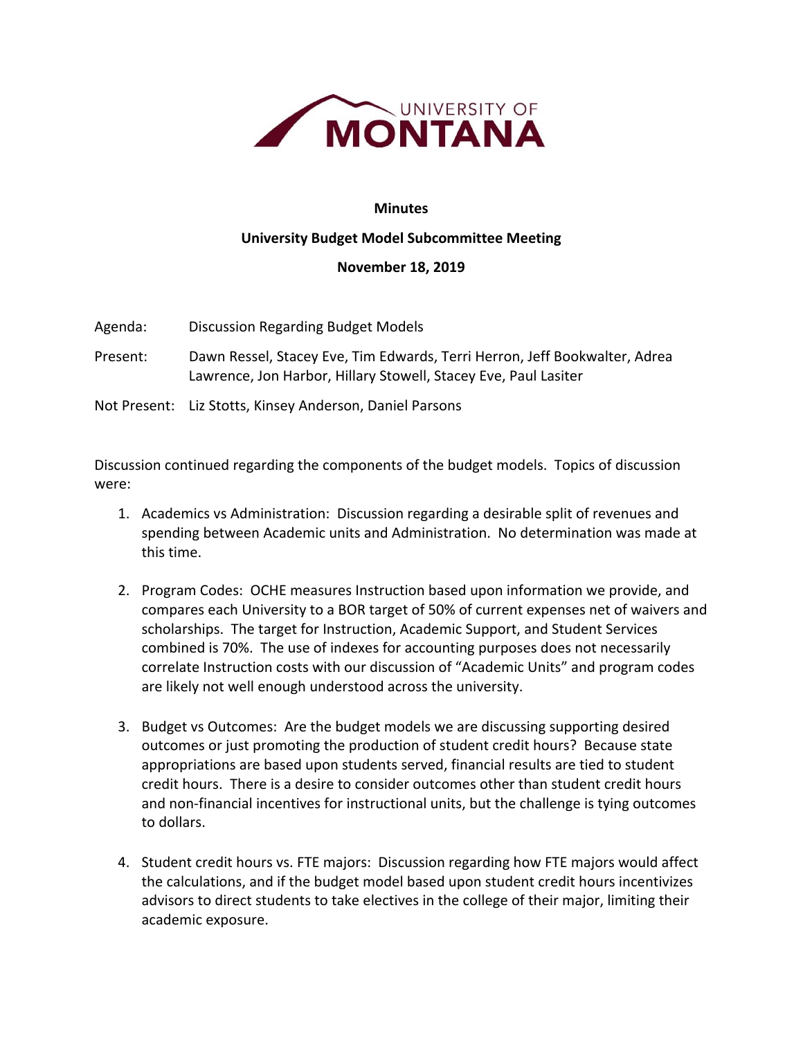UNIVERSITY OF **MONTANA**

**Minutes**

**University Budget Model Subcommittee Meeting**

**November 18, 2019**

Agenda: Discussion Regarding Budget Models

Present: Dawn Ressel, Stacey Eve, Tim Edwards, Terri Herron, Jeff Bookwalter, Adrea Lawrence, Jon Harbor, Hillary Stowell, Stacey Eve, Paul Lasiter

Not Present: Liz Stotts, Kinsey Anderson, Daniel Parsons

Discussion continued regarding the components of the budget models. Topics of discussion were:

1. Academics vs Administration: Discussion regarding a desirable split of revenues and spending between Academic units and Administration. No determination was made at this time.

2. Program Codes: OCHE measures Instruction based upon information we provide, and compares each University to a BOR target of 50% of current expenses net of waivers and scholarships. The target for Instruction, Academic Support, and Student Services combined is 70%. The use of indexes for accounting purposes does not necessarily correlate Instruction costs with our discussion of "Academic Units" and program codes are likely not well enough understood across the university.

3. Budget vs Outcomes: Are the budget models we are discussing supporting desired outcomes or just promoting the production of student credit hours? Because state appropriations are based upon students served, financial results are tied to student credit hours. There is a desire to consider outcomes other than student credit hours and non-financial incentives for instructional units, but the challenge is tying outcomes to dollars.

4. Student credit hours vs. FTE majors: Discussion regarding how FTE majors would affect the calculations, and if the budget model based upon student credit hours incentivizes advisors to direct students to take electives in the college of their major, limiting their academic exposure.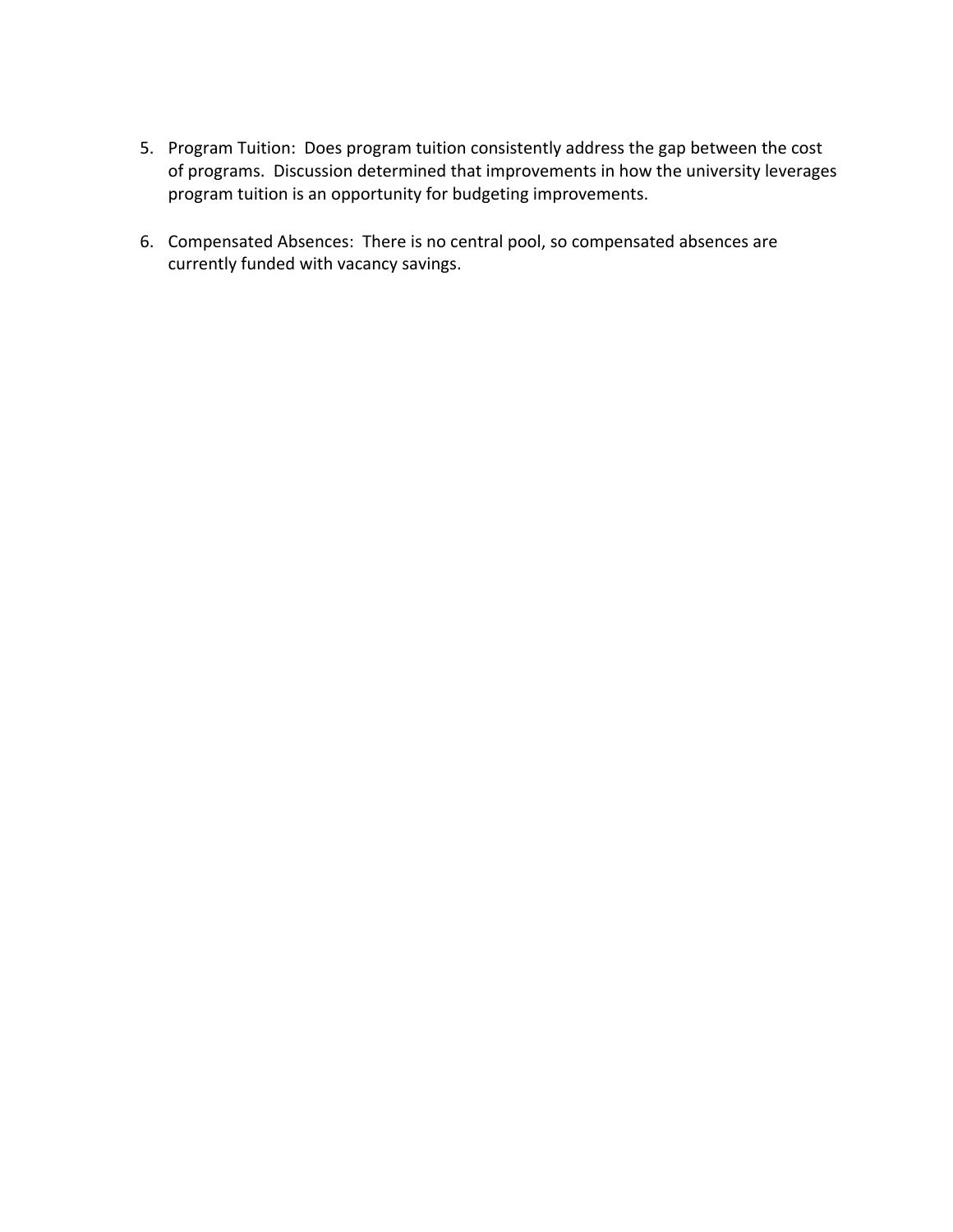5. Program Tuition: Does program tuition consistently address the gap between the cost of programs. Discussion determined that improvements in how the university leverages program tuition is an opportunity for budgeting improvements.

6. Compensated Absences: There is no central pool, so compensated absences are currently funded with vacancy savings.